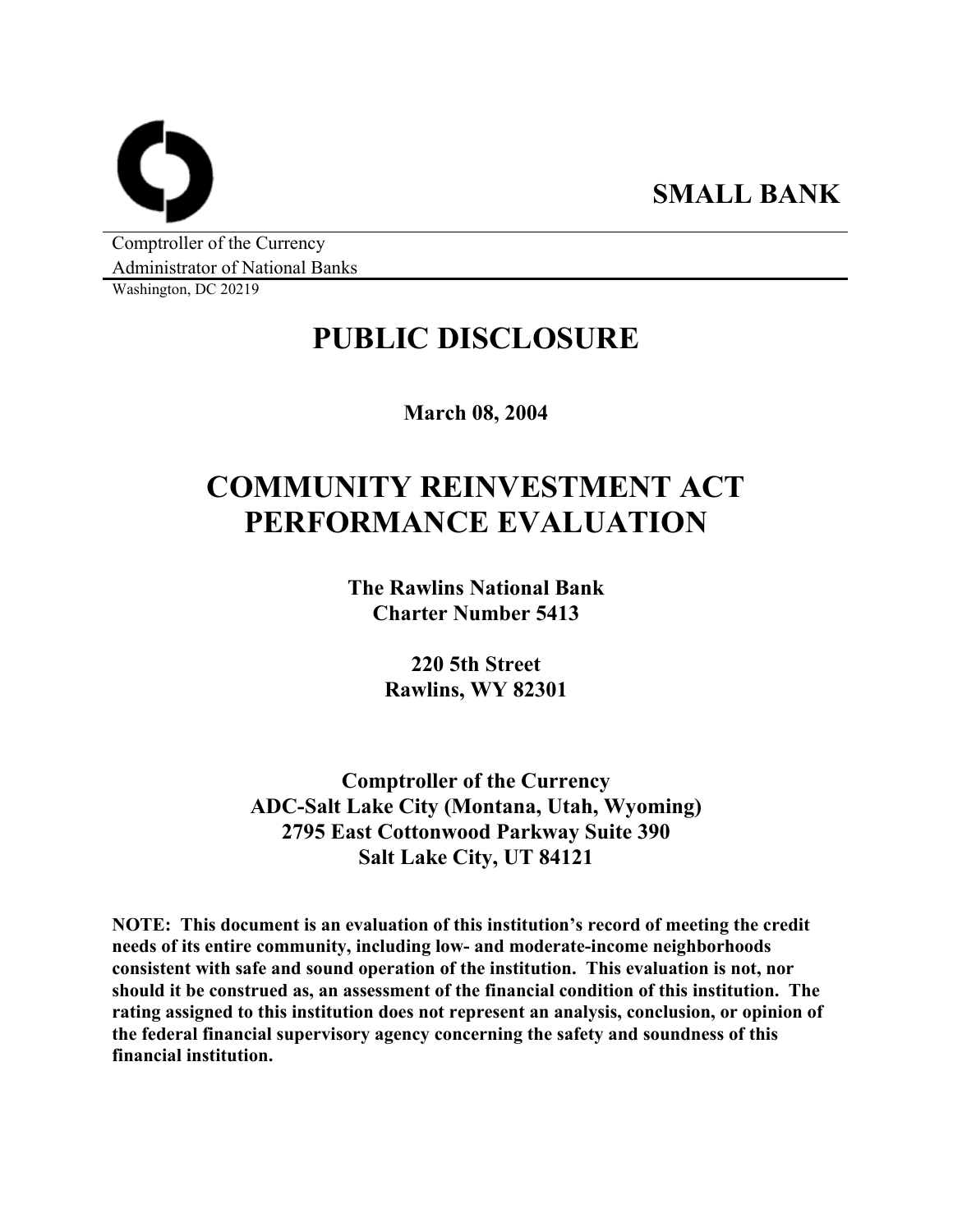**SMALL BANK**

Comptroller of the Currency
Administrator of National Banks
Washington, DC 20219

# PUBLIC DISCLOSURE

**March 08, 2004**

# COMMUNITY REINVESTMENT ACT PERFORMANCE EVALUATION

**The Rawlins National Bank**
**Charter Number 5413**

**220 5th Street**
**Rawlins, WY 82301**

**Comptroller of the Currency**
**ADC-Salt Lake City (Montana, Utah, Wyoming)**
**2795 East Cottonwood Parkway Suite 390**
**Salt Lake City, UT 84121**

**NOTE: This document is an evaluation of this institution's record of meeting the credit needs of its entire community, including low- and moderate-income neighborhoods consistent with safe and sound operation of the institution. This evaluation is not, nor should it be construed as, an assessment of the financial condition of this institution. The rating assigned to this institution does not represent an analysis, conclusion, or opinion of the federal financial supervisory agency concerning the safety and soundness of this financial institution.**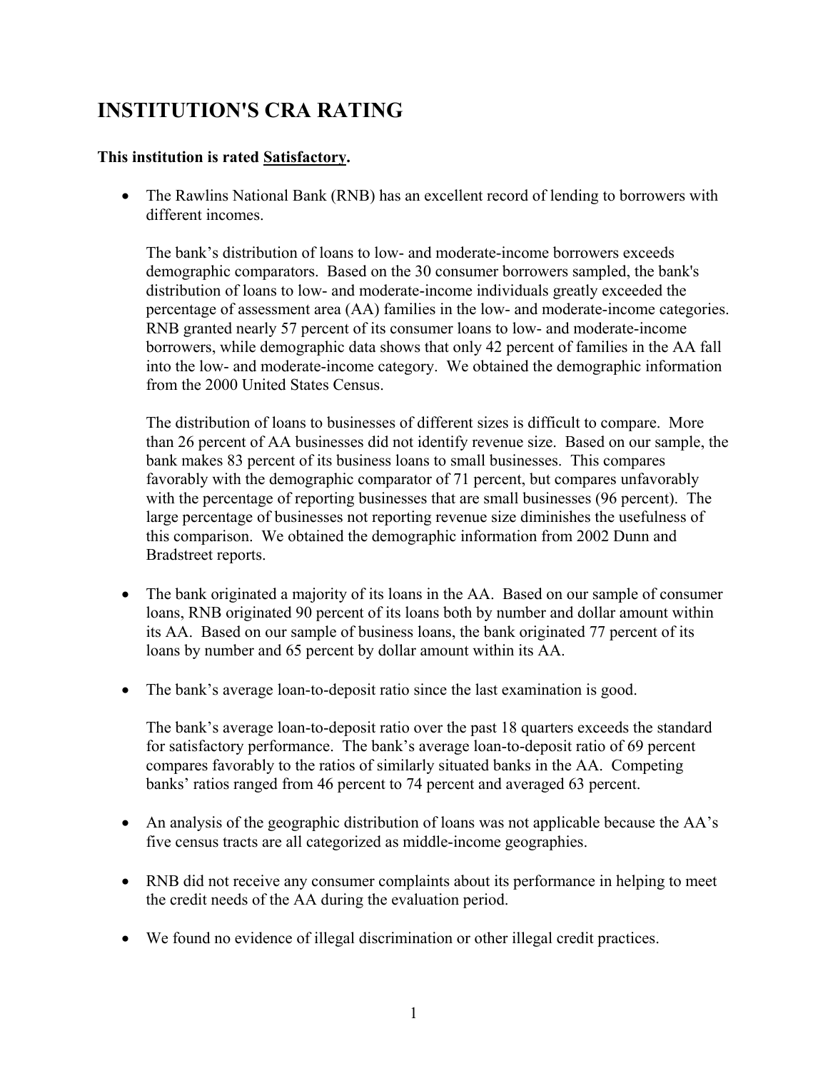# INSTITUTION'S CRA RATING

**This institution is rated <u>Satisfactory</u>.**

- The Rawlins National Bank (RNB) has an excellent record of lending to borrowers with different incomes.

  The bank's distribution of loans to low- and moderate-income borrowers exceeds demographic comparators. Based on the 30 consumer borrowers sampled, the bank's distribution of loans to low- and moderate-income individuals greatly exceeded the percentage of assessment area (AA) families in the low- and moderate-income categories. RNB granted nearly 57 percent of its consumer loans to low- and moderate-income borrowers, while demographic data shows that only 42 percent of families in the AA fall into the low- and moderate-income category. We obtained the demographic information from the 2000 United States Census.

  The distribution of loans to businesses of different sizes is difficult to compare. More than 26 percent of AA businesses did not identify revenue size. Based on our sample, the bank makes 83 percent of its business loans to small businesses. This compares favorably with the demographic comparator of 71 percent, but compares unfavorably with the percentage of reporting businesses that are small businesses (96 percent). The large percentage of businesses not reporting revenue size diminishes the usefulness of this comparison. We obtained the demographic information from 2002 Dunn and Bradstreet reports.

- The bank originated a majority of its loans in the AA. Based on our sample of consumer loans, RNB originated 90 percent of its loans both by number and dollar amount within its AA. Based on our sample of business loans, the bank originated 77 percent of its loans by number and 65 percent by dollar amount within its AA.

- The bank's average loan-to-deposit ratio since the last examination is good.

  The bank's average loan-to-deposit ratio over the past 18 quarters exceeds the standard for satisfactory performance. The bank's average loan-to-deposit ratio of 69 percent compares favorably to the ratios of similarly situated banks in the AA. Competing banks' ratios ranged from 46 percent to 74 percent and averaged 63 percent.

- An analysis of the geographic distribution of loans was not applicable because the AA's five census tracts are all categorized as middle-income geographies.

- RNB did not receive any consumer complaints about its performance in helping to meet the credit needs of the AA during the evaluation period.

- We found no evidence of illegal discrimination or other illegal credit practices.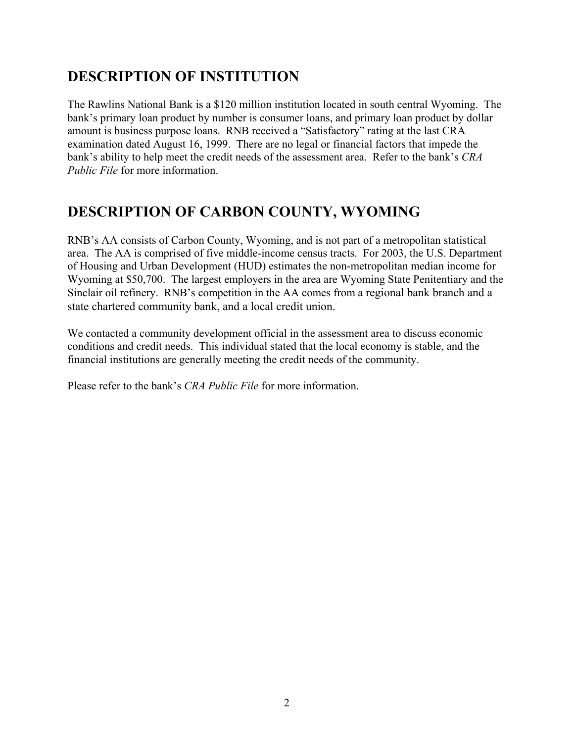## DESCRIPTION OF INSTITUTION

The Rawlins National Bank is a $120 million institution located in south central Wyoming. The bank's primary loan product by number is consumer loans, and primary loan product by dollar amount is business purpose loans. RNB received a "Satisfactory" rating at the last CRA examination dated August 16, 1999. There are no legal or financial factors that impede the bank's ability to help meet the credit needs of the assessment area. Refer to the bank's *CRA Public File* for more information.

## DESCRIPTION OF CARBON COUNTY, WYOMING

RNB's AA consists of Carbon County, Wyoming, and is not part of a metropolitan statistical area. The AA is comprised of five middle-income census tracts. For 2003, the U.S. Department of Housing and Urban Development (HUD) estimates the non-metropolitan median income for Wyoming at $50,700. The largest employers in the area are Wyoming State Penitentiary and the Sinclair oil refinery. RNB's competition in the AA comes from a regional bank branch and a state chartered community bank, and a local credit union.

We contacted a community development official in the assessment area to discuss economic conditions and credit needs. This individual stated that the local economy is stable, and the financial institutions are generally meeting the credit needs of the community.

Please refer to the bank's *CRA Public File* for more information.